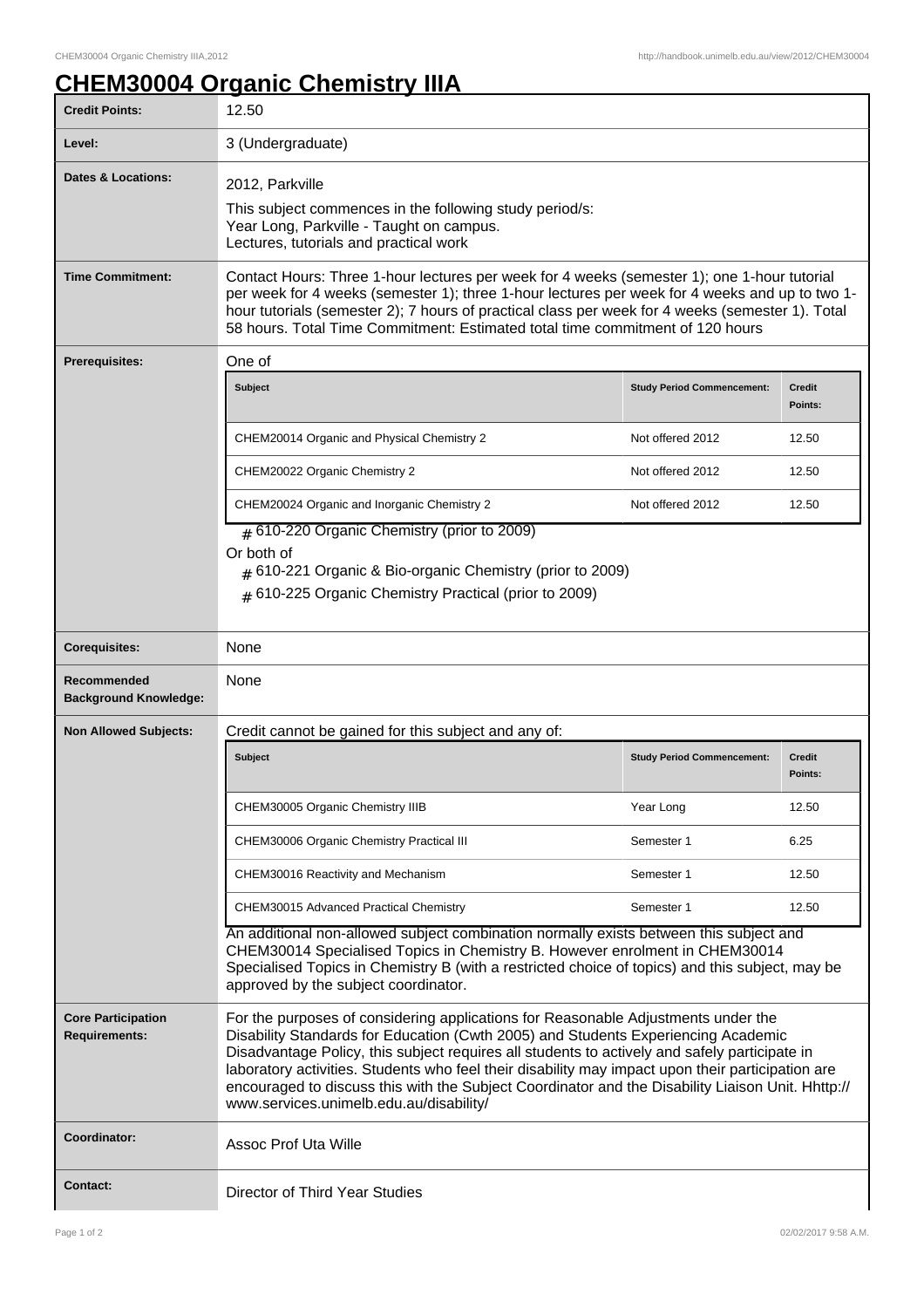# CHEM30004 Organic Chemistry IIIA

| | |
|---|---|
| **Credit Points:** | 12.50 |
| **Level:** | 3 (Undergraduate) |
| **Dates & Locations:** | 2012, Parkville<br>This subject commences in the following study period/s:<br>Year Long, Parkville - Taught on campus.<br>Lectures, tutorials and practical work |
| **Time Commitment:** | Contact Hours: Three 1-hour lectures per week for 4 weeks (semester 1); one 1-hour tutorial per week for 4 weeks (semester 1); three 1-hour lectures per week for 4 weeks and up to two 1-hour tutorials (semester 2); 7 hours of practical class per week for 4 weeks (semester 1). Total 58 hours. Total Time Commitment: Estimated total time commitment of 120 hours |
| **Prerequisites:** | One of (see table below) |
| **Corequisites:** | None |
| **Recommended Background Knowledge:** | None |
| **Non Allowed Subjects:** | Credit cannot be gained for this subject and any of: (see table below) |
| **Core Participation Requirements:** | For the purposes of considering applications for Reasonable Adjustments under the Disability Standards for Education (Cwth 2005) and Students Experiencing Academic Disadvantage Policy, this subject requires all students to actively and safely participate in laboratory activities. Students who feel their disability may impact upon their participation are encouraged to discuss this with the Subject Coordinator and the Disability Liaison Unit. Hhttp://www.services.unimelb.edu.au/disability/ |
| **Coordinator:** | Assoc Prof Uta Wille |
| **Contact:** | Director of Third Year Studies |

**Prerequisites:**

One of

| Subject | Study Period Commencement: | Credit Points: |
|---|---|---|
| CHEM20014 Organic and Physical Chemistry 2 | Not offered 2012 | 12.50 |
| CHEM20022 Organic Chemistry 2 | Not offered 2012 | 12.50 |
| CHEM20024 Organic and Inorganic Chemistry 2 | Not offered 2012 | 12.50 |

- 610-220 Organic Chemistry (prior to 2009)

Or both of

- 610-221 Organic & Bio-organic Chemistry (prior to 2009)
- 610-225 Organic Chemistry Practical (prior to 2009)

**Non Allowed Subjects:**

Credit cannot be gained for this subject and any of:

| Subject | Study Period Commencement: | Credit Points: |
|---|---|---|
| CHEM30005 Organic Chemistry IIIB | Year Long | 12.50 |
| CHEM30006 Organic Chemistry Practical III | Semester 1 | 6.25 |
| CHEM30016 Reactivity and Mechanism | Semester 1 | 12.50 |
| CHEM30015 Advanced Practical Chemistry | Semester 1 | 12.50 |

An additional non-allowed subject combination normally exists between this subject and CHEM30014 Specialised Topics in Chemistry B. However enrolment in CHEM30014 Specialised Topics in Chemistry B (with a restricted choice of topics) and this subject, may be approved by the subject coordinator.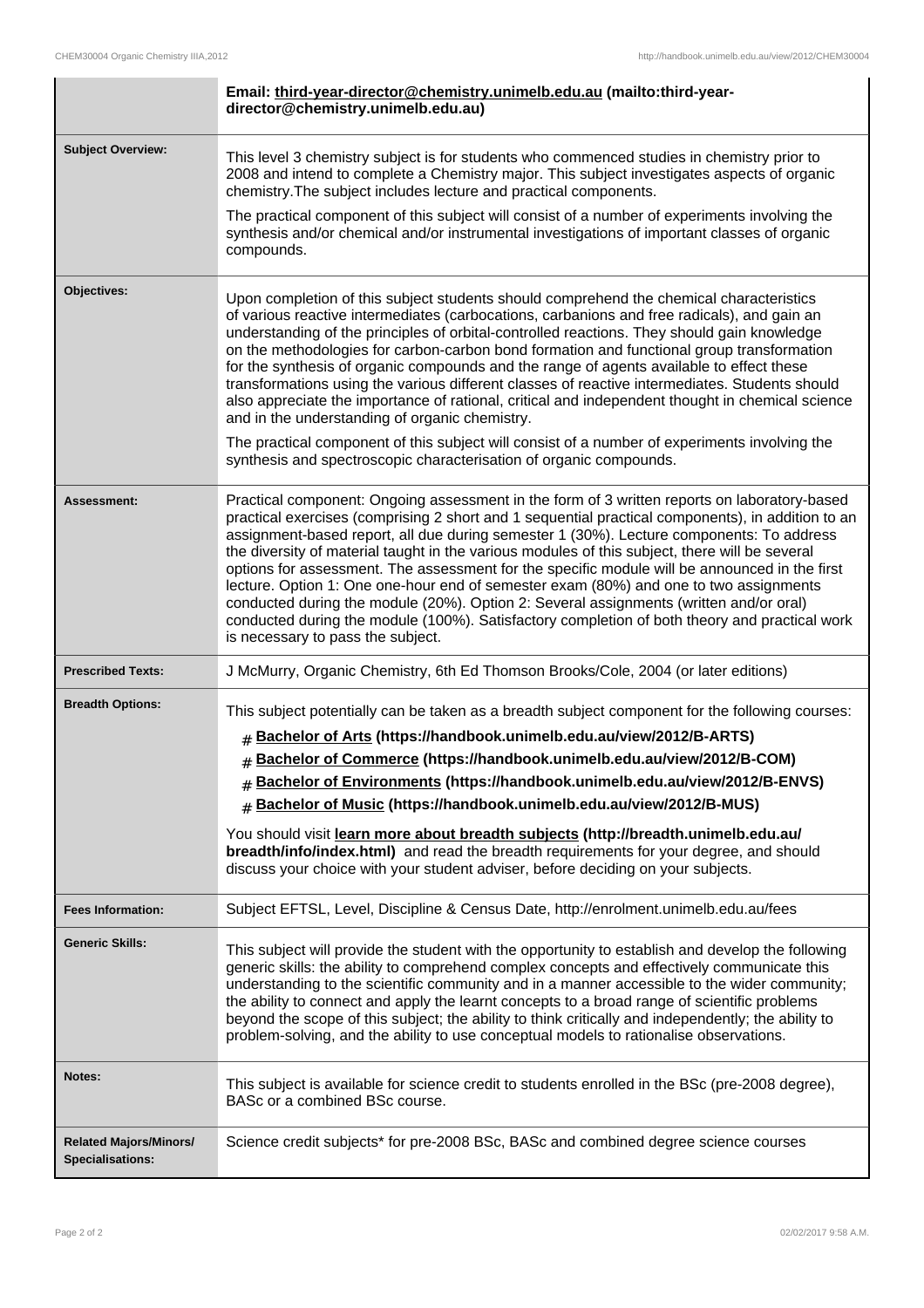| | |
|---|---|
| | **Email: third-year-director@chemistry.unimelb.edu.au (mailto:third-year-director@chemistry.unimelb.edu.au)** |
| **Subject Overview:** | This level 3 chemistry subject is for students who commenced studies in chemistry prior to 2008 and intend to complete a Chemistry major. This subject investigates aspects of organic chemistry.The subject includes lecture and practical components.<br><br>The practical component of this subject will consist of a number of experiments involving the synthesis and/or chemical and/or instrumental investigations of important classes of organic compounds. |
| **Objectives:** | Upon completion of this subject students should comprehend the chemical characteristics of various reactive intermediates (carbocations, carbanions and free radicals), and gain an understanding of the principles of orbital-controlled reactions. They should gain knowledge on the methodologies for carbon-carbon bond formation and functional group transformation for the synthesis of organic compounds and the range of agents available to effect these transformations using the various different classes of reactive intermediates. Students should also appreciate the importance of rational, critical and independent thought in chemical science and in the understanding of organic chemistry.<br><br>The practical component of this subject will consist of a number of experiments involving the synthesis and spectroscopic characterisation of organic compounds. |
| **Assessment:** | Practical component: Ongoing assessment in the form of 3 written reports on laboratory-based practical exercises (comprising 2 short and 1 sequential practical components), in addition to an assignment-based report, all due during semester 1 (30%). Lecture components: To address the diversity of material taught in the various modules of this subject, there will be several options for assessment. The assessment for the specific module will be announced in the first lecture. Option 1: One one-hour end of semester exam (80%) and one to two assignments conducted during the module (20%). Option 2: Several assignments (written and/or oral) conducted during the module (100%). Satisfactory completion of both theory and practical work is necessary to pass the subject. |
| **Prescribed Texts:** | J McMurry, Organic Chemistry, 6th Ed Thomson Brooks/Cole, 2004 (or later editions) |
| **Breadth Options:** | This subject potentially can be taken as a breadth subject component for the following courses:<br># **Bachelor of Arts (https://handbook.unimelb.edu.au/view/2012/B-ARTS)**<br># **Bachelor of Commerce (https://handbook.unimelb.edu.au/view/2012/B-COM)**<br># **Bachelor of Environments (https://handbook.unimelb.edu.au/view/2012/B-ENVS)**<br># **Bachelor of Music (https://handbook.unimelb.edu.au/view/2012/B-MUS)**<br><br>You should visit **learn more about breadth subjects (http://breadth.unimelb.edu.au/breadth/info/index.html)** and read the breadth requirements for your degree, and should discuss your choice with your student adviser, before deciding on your subjects. |
| **Fees Information:** | Subject EFTSL, Level, Discipline & Census Date, http://enrolment.unimelb.edu.au/fees |
| **Generic Skills:** | This subject will provide the student with the opportunity to establish and develop the following generic skills: the ability to comprehend complex concepts and effectively communicate this understanding to the scientific community and in a manner accessible to the wider community; the ability to connect and apply the learnt concepts to a broad range of scientific problems beyond the scope of this subject; the ability to think critically and independently; the ability to problem-solving, and the ability to use conceptual models to rationalise observations. |
| **Notes:** | This subject is available for science credit to students enrolled in the BSc (pre-2008 degree), BASc or a combined BSc course. |
| **Related Majors/Minors/ Specialisations:** | Science credit subjects* for pre-2008 BSc, BASc and combined degree science courses |